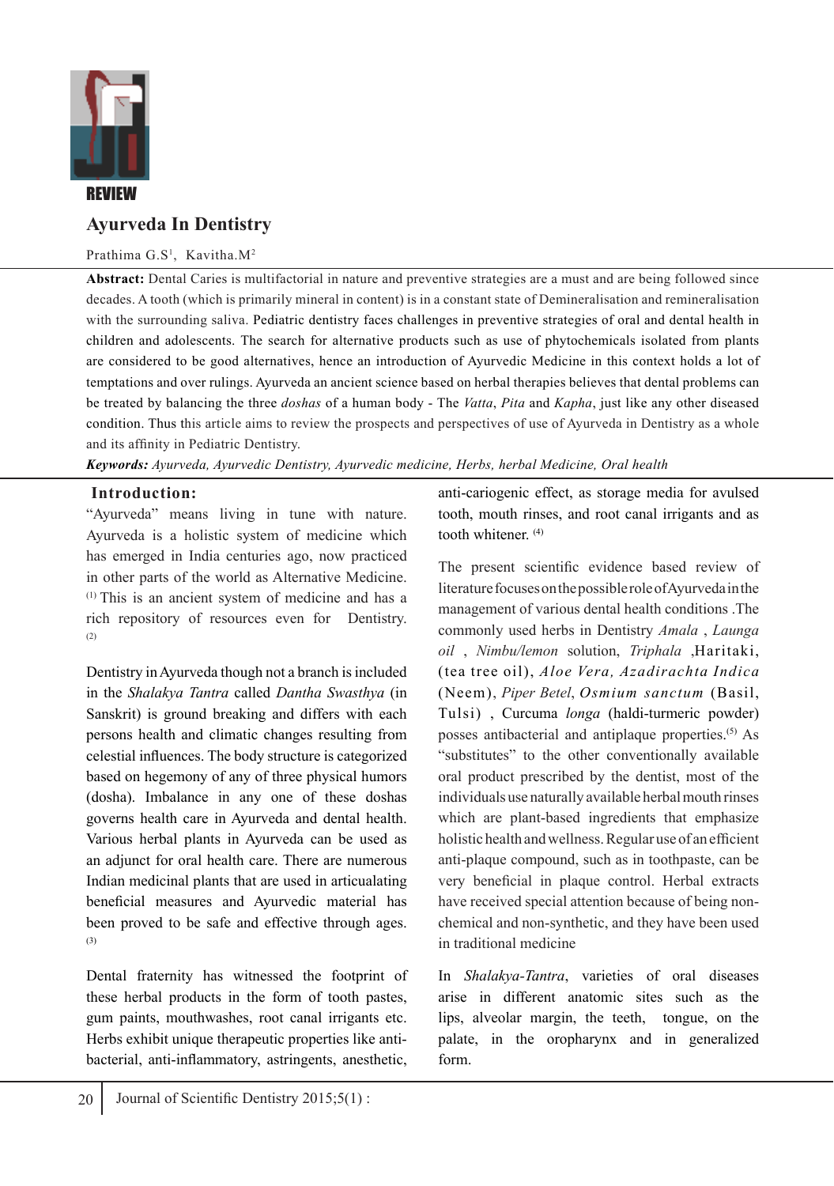REVIEW

# Ayurveda In Dentistry

Prathima G.S[1], Kavitha.M[2]

**Abstract:** Dental Caries is multifactorial in nature and preventive strategies are a must and are being followed since decades. A tooth (which is primarily mineral in content) is in a constant state of Demineralisation and remineralisation with the surrounding saliva. Pediatric dentistry faces challenges in preventive strategies of oral and dental health in children and adolescents. The search for alternative products such as use of phytochemicals isolated from plants are considered to be good alternatives, hence an introduction of Ayurvedic Medicine in this context holds a lot of temptations and over rulings. Ayurveda an ancient science based on herbal therapies believes that dental problems can be treated by balancing the three *doshas* of a human body - The *Vatta*, *Pita* and *Kapha*, just like any other diseased condition. Thus this article aims to review the prospects and perspectives of use of Ayurveda in Dentistry as a whole and its affinity in Pediatric Dentistry.

***Keywords:*** *Ayurveda, Ayurvedic Dentistry, Ayurvedic medicine, Herbs, herbal Medicine, Oral health*

## Introduction:

"Ayurveda" means living in tune with nature. Ayurveda is a holistic system of medicine which has emerged in India centuries ago, now practiced in other parts of the world as Alternative Medicine.[1] This is an ancient system of medicine and has a rich repository of resources even for Dentistry.[2]

Dentistry in Ayurveda though not a branch is included in the *Shalakya Tantra* called *Dantha Swasthya* (in Sanskrit) is ground breaking and differs with each persons health and climatic changes resulting from celestial influences. The body structure is categorized based on hegemony of any of three physical humors (dosha). Imbalance in any one of these doshas governs health care in Ayurveda and dental health. Various herbal plants in Ayurveda can be used as an adjunct for oral health care. There are numerous Indian medicinal plants that are used in articualating beneficial measures and Ayurvedic material has been proved to be safe and effective through ages.[3]

Dental fraternity has witnessed the footprint of these herbal products in the form of tooth pastes, gum paints, mouthwashes, root canal irrigants etc. Herbs exhibit unique therapeutic properties like anti-bacterial, anti-inflammatory, astringents, anesthetic, anti-cariogenic effect, as storage media for avulsed tooth, mouth rinses, and root canal irrigants and as tooth whitener.[4]

The present scientific evidence based review of literature focuses on the possible role of Ayurveda in the management of various dental health conditions .The commonly used herbs in Dentistry *Amala* , *Launga oil* , *Nimbu/lemon* solution, *Triphala* ,Haritaki, (tea tree oil), *Aloe Vera, Azadirachta Indica* (Neem), *Piper Betel*, *Osmium sanctum* (Basil, Tulsi) , Curcuma *longa* (haldi-turmeric powder) posses antibacterial and antiplaque properties.[5] As "substitutes" to the other conventionally available oral product prescribed by the dentist, most of the individuals use naturally available herbal mouth rinses which are plant-based ingredients that emphasize holistic health and wellness. Regular use of an efficient anti-plaque compound, such as in toothpaste, can be very beneficial in plaque control. Herbal extracts have received special attention because of being non-chemical and non-synthetic, and they have been used in traditional medicine

In *Shalakya-Tantra*, varieties of oral diseases arise in different anatomic sites such as the lips, alveolar margin, the teeth, tongue, on the palate, in the oropharynx and in generalized form.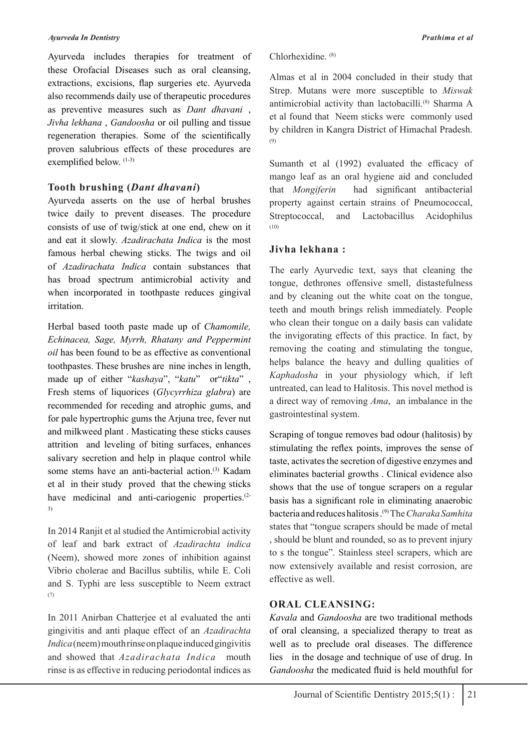Ayurveda includes therapies for treatment of these Orofacial Diseases such as oral cleansing, extractions, excisions, flap surgeries etc. Ayurveda also recommends daily use of therapeutic procedures as preventive measures such as *Dant dhavani* , *Jivha lekhana* , *Gandoosha* or oil pulling and tissue regeneration therapies. Some of the scientifically proven salubrious effects of these procedures are exemplified below. [1-3]

## Tooth brushing (*Dant dhavani*)

Ayurveda asserts on the use of herbal brushes twice daily to prevent diseases. The procedure consists of use of twig/stick at one end, chew on it and eat it slowly. *Azadirachata Indica* is the most famous herbal chewing sticks. The twigs and oil of *Azadirachata Indica* contain substances that has broad spectrum antimicrobial activity and when incorporated in toothpaste reduces gingival irritation.

Herbal based tooth paste made up of *Chamomile, Echinacea, Sage, Myrrh, Rhatany and Peppermint oil* has been found to be as effective as conventional toothpastes. These brushes are nine inches in length, made up of either "*kashaya*", "*katu*" or"*tikta*" , Fresh stems of liquorices (*Glycyrrhiza glabra*) are recommended for receding and atrophic gums, and for pale hypertrophic gums the Arjuna tree, fever nut and milkweed plant . Masticating these sticks causes attrition and leveling of biting surfaces, enhances salivary secretion and help in plaque control while some stems have an anti-bacterial action.[3] Kadam et al in their study proved that the chewing sticks have medicinal and anti-cariogenic properties.[2-3]

In 2014 Ranjit et al studied the Antimicrobial activity of leaf and bark extract of *Azadirachta indica* (Neem), showed more zones of inhibition against Vibrio cholerae and Bacillus subtilis, while E. Coli and S. Typhi are less susceptible to Neem extract [7]

In 2011 Anirban Chatterjee et al evaluated the anti gingivitis and anti plaque effect of an *Azadirachta Indica* (neem) mouthrinse on plaque induced gingivitis and showed that *Azadirachata Indica* mouth rinse is as effective in reducing periodontal indices as Chlorhexidine. [8]

Almas et al in 2004 concluded in their study that Strep. Mutans were more susceptible to *Miswak* antimicrobial activity than lactobacilli.[8] Sharma A et al found that Neem sticks were commonly used by children in Kangra District of Himachal Pradesh. [9]

Sumanth et al (1992) evaluated the efficacy of mango leaf as an oral hygiene aid and concluded that *Mongiferin* had significant antibacterial property against certain strains of Pneumococcal, Streptococcal, and Lactobacillus Acidophilus [10]

## Jivha lekhana :

The early Ayurvedic text, says that cleaning the tongue, dethrones offensive smell, distastefulness and by cleaning out the white coat on the tongue, teeth and mouth brings relish immediately. People who clean their tongue on a daily basis can validate the invigorating effects of this practice. In fact, by removing the coating and stimulating the tongue, helps balance the heavy and dulling qualities of *Kaphadosha* in your physiology which, if left untreated, can lead to Halitosis. This novel method is a direct way of removing *Ama*, an imbalance in the gastrointestinal system.

Scraping of tongue removes bad odour (halitosis) by stimulating the reflex points, improves the sense of taste, activates the secretion of digestive enzymes and eliminates bacterial growths . Clinical evidence also shows that the use of tongue scrapers on a regular basis has a significant role in eliminating anaerobic bacteria and reduces halitosis .[9] The *Charaka Samhita* states that "tongue scrapers should be made of metal , should be blunt and rounded, so as to prevent injury to s the tongue". Stainless steel scrapers, which are now extensively available and resist corrosion, are effective as well.

## ORAL CLEANSING:

*Kavala* and *Gandoosha* are two traditional methods of oral cleansing, a specialized therapy to treat as well as to preclude oral diseases. The difference lies in the dosage and technique of use of drug. In *Gandoosha* the medicated fluid is held mouthful for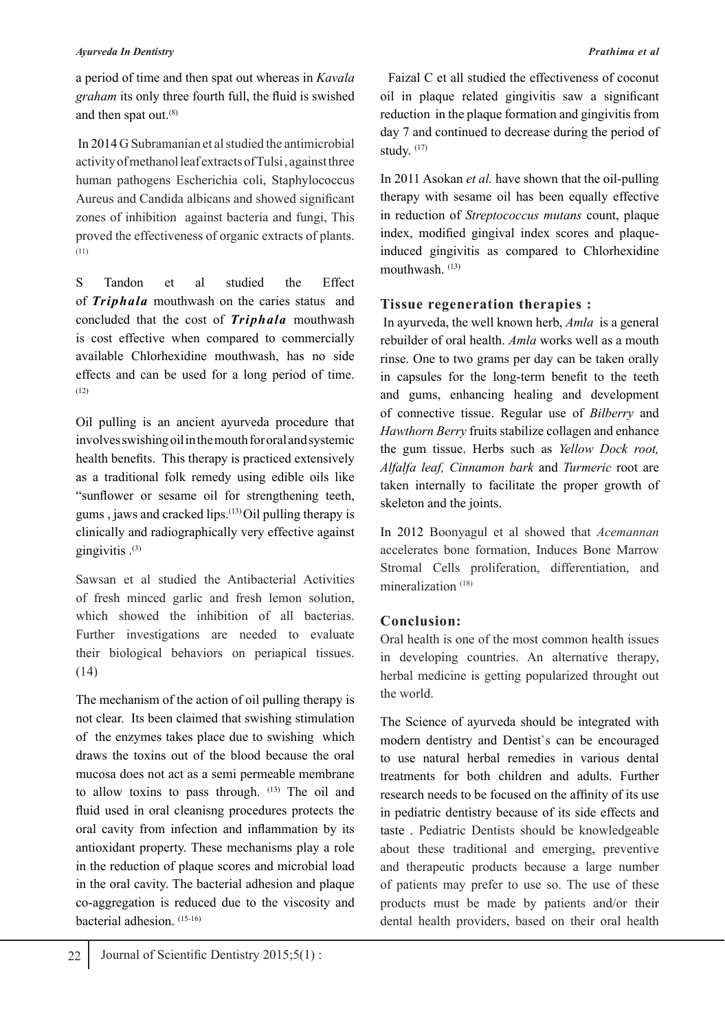a period of time and then spat out whereas in *Kavala graham* its only three fourth full, the fluid is swished and then spat out.[8]

In 2014 G Subramanian et al studied the antimicrobial activity of methanol leaf extracts of Tulsi , against three human pathogens Escherichia coli, Staphylococcus Aureus and Candida albicans and showed significant zones of inhibition against bacteria and fungi, This proved the effectiveness of organic extracts of plants.[11]

S Tandon et al studied the Effect of ***Triphala*** mouthwash on the caries status and concluded that the cost of ***Triphala*** mouthwash is cost effective when compared to commercially available Chlorhexidine mouthwash, has no side effects and can be used for a long period of time.[12]

Oil pulling is an ancient ayurveda procedure that involves swishing oil in the mouth for oral and systemic health benefits. This therapy is practiced extensively as a traditional folk remedy using edible oils like "sunflower or sesame oil for strengthening teeth, gums , jaws and cracked lips.[13] Oil pulling therapy is clinically and radiographically very effective against gingivitis .[3]

Sawsan et al studied the Antibacterial Activities of fresh minced garlic and fresh lemon solution, which showed the inhibition of all bacterias. Further investigations are needed to evaluate their biological behaviors on periapical tissues. (14)

The mechanism of the action of oil pulling therapy is not clear. Its been claimed that swishing stimulation of the enzymes takes place due to swishing which draws the toxins out of the blood because the oral mucosa does not act as a semi permeable membrane to allow toxins to pass through. [13] The oil and fluid used in oral cleanisng procedures protects the oral cavity from infection and inflammation by its antioxidant property. These mechanisms play a role in the reduction of plaque scores and microbial load in the oral cavity. The bacterial adhesion and plaque co-aggregation is reduced due to the viscosity and bacterial adhesion. [15-16]

Faizal C et all studied the effectiveness of coconut oil in plaque related gingivitis saw a significant reduction in the plaque formation and gingivitis from day 7 and continued to decrease during the period of study. [17]

In 2011 Asokan *et al.* have shown that the oil-pulling therapy with sesame oil has been equally effective in reduction of *Streptococcus mutans* count, plaque index, modified gingival index scores and plaque-induced gingivitis as compared to Chlorhexidine mouthwash. [13]

## Tissue regeneration therapies :

In ayurveda, the well known herb, *Amla* is a general rebuilder of oral health. *Amla* works well as a mouth rinse. One to two grams per day can be taken orally in capsules for the long-term benefit to the teeth and gums, enhancing healing and development of connective tissue. Regular use of *Bilberry* and *Hawthorn Berry* fruits stabilize collagen and enhance the gum tissue. Herbs such as *Yellow Dock root, Alfalfa leaf, Cinnamon bark* and *Turmeric* root are taken internally to facilitate the proper growth of skeleton and the joints.

In 2012 Boonyagul et al showed that *Acemannan* accelerates bone formation, Induces Bone Marrow Stromal Cells proliferation, differentiation, and mineralization [18]

## Conclusion:

Oral health is one of the most common health issues in developing countries. An alternative therapy, herbal medicine is getting popularized throught out the world.

The Science of ayurveda should be integrated with modern dentistry and Dentist`s can be encouraged to use natural herbal remedies in various dental treatments for both children and adults. Further research needs to be focused on the affinity of its use in pediatric dentistry because of its side effects and taste . Pediatric Dentists should be knowledgeable about these traditional and emerging, preventive and therapeutic products because a large number of patients may prefer to use so. The use of these products must be made by patients and/or their dental health providers, based on their oral health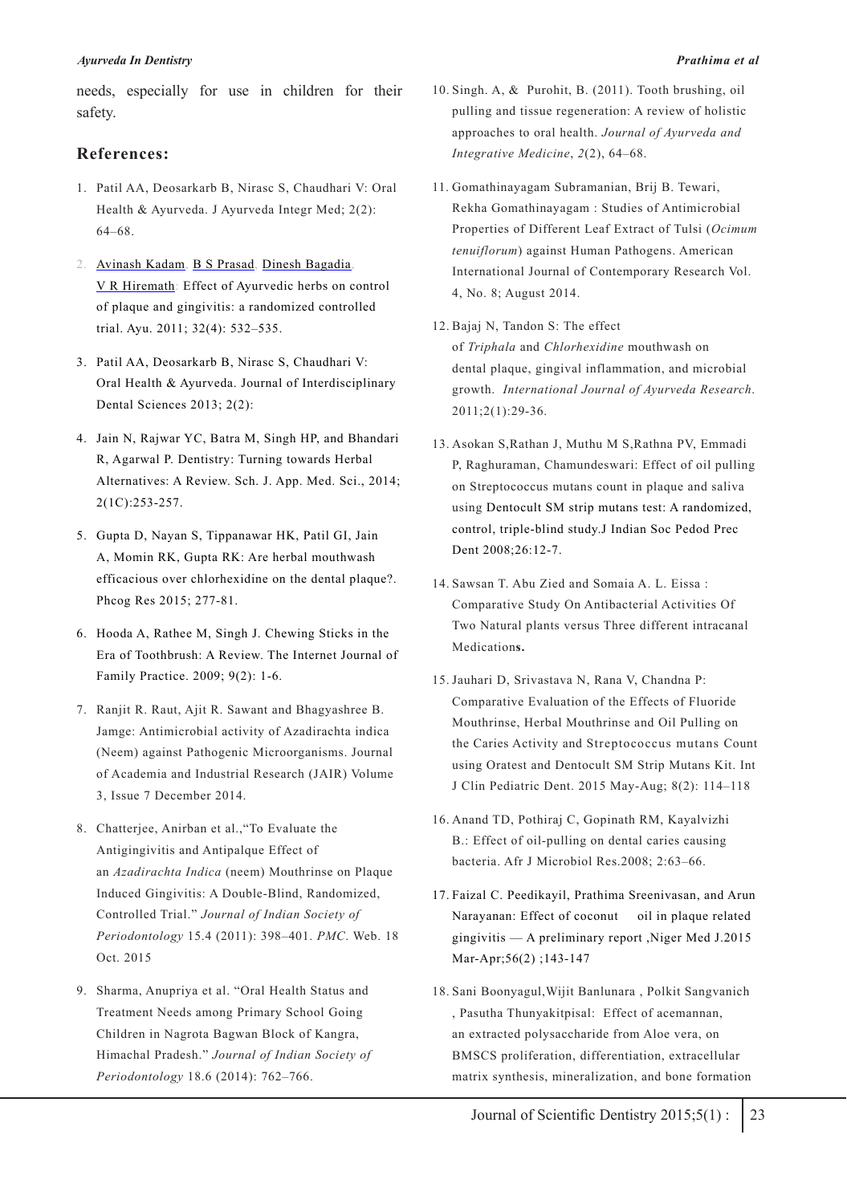needs, especially for use in children for their safety.

## References:

1. Patil AA, Deosarkarb B, Nirasc S, Chaudhari V: Oral Health & Ayurveda. J Ayurveda Integr Med; 2(2): 64–68.

2. Avinash Kadam, B S Prasad, Dinesh Bagadia, V R Hiremath: Effect of Ayurvedic herbs on control of plaque and gingivitis: a randomized controlled trial. Ayu. 2011; 32(4): 532–535.

3. Patil AA, Deosarkarb B, Nirasc S, Chaudhari V: Oral Health & Ayurveda. Journal of Interdisciplinary Dental Sciences 2013; 2(2):

4. Jain N, Rajwar YC, Batra M, Singh HP, and Bhandari R, Agarwal P. Dentistry: Turning towards Herbal Alternatives: A Review. Sch. J. App. Med. Sci., 2014; 2(1C):253-257.

5. Gupta D, Nayan S, Tippanawar HK, Patil GI, Jain A, Momin RK, Gupta RK: Are herbal mouthwash efficacious over chlorhexidine on the dental plaque?. Phcog Res 2015; 277-81.

6. Hooda A, Rathee M, Singh J. Chewing Sticks in the Era of Toothbrush: A Review. The Internet Journal of Family Practice. 2009; 9(2): 1-6.

7. Ranjit R. Raut, Ajit R. Sawant and Bhagyashree B. Jamge: Antimicrobial activity of Azadirachta indica (Neem) against Pathogenic Microorganisms. Journal of Academia and Industrial Research (JAIR) Volume 3, Issue 7 December 2014.

8. Chatterjee, Anirban et al.,"To Evaluate the Antigingivitis and Antipalque Effect of an *Azadirachta Indica* (neem) Mouthrinse on Plaque Induced Gingivitis: A Double-Blind, Randomized, Controlled Trial." *Journal of Indian Society of Periodontology* 15.4 (2011): 398–401. *PMC*. Web. 18 Oct. 2015

9. Sharma, Anupriya et al. "Oral Health Status and Treatment Needs among Primary School Going Children in Nagrota Bagwan Block of Kangra, Himachal Pradesh." *Journal of Indian Society of Periodontology* 18.6 (2014): 762–766.

10. Singh. A, & Purohit, B. (2011). Tooth brushing, oil pulling and tissue regeneration: A review of holistic approaches to oral health. *Journal of Ayurveda and Integrative Medicine*, *2*(2), 64–68.

11. Gomathinayagam Subramanian, Brij B. Tewari, Rekha Gomathinayagam : Studies of Antimicrobial Properties of Different Leaf Extract of Tulsi (*Ocimum tenuiflorum*) against Human Pathogens. American International Journal of Contemporary Research Vol. 4, No. 8; August 2014.

12. Bajaj N, Tandon S: The effect of *Triphala* and *Chlorhexidine* mouthwash on dental plaque, gingival inflammation, and microbial growth. *International Journal of Ayurveda Research*. 2011;2(1):29-36.

13. Asokan S,Rathan J, Muthu M S,Rathna PV, Emmadi P, Raghuraman, Chamundeswari: Effect of oil pulling on Streptococcus mutans count in plaque and saliva using Dentocult SM strip mutans test: A randomized, control, triple-blind study.J Indian Soc Pedod Prec Dent 2008;26:12-7.

14. Sawsan T. Abu Zied and Somaia A. L. Eissa : Comparative Study On Antibacterial Activities Of Two Natural plants versus Three different intracanal Medications.

15. Jauhari D, Srivastava N, Rana V, Chandna P: Comparative Evaluation of the Effects of Fluoride Mouthrinse, Herbal Mouthrinse and Oil Pulling on the Caries Activity and Streptococcus mutans Count using Oratest and Dentocult SM Strip Mutans Kit. Int J Clin Pediatric Dent. 2015 May-Aug; 8(2): 114–118

16. Anand TD, Pothiraj C, Gopinath RM, Kayalvizhi B.: Effect of oil-pulling on dental caries causing bacteria. Afr J Microbiol Res.2008; 2:63–66.

17. Faizal C. Peedikayil, Prathima Sreenivasan, and Arun Narayanan: Effect of coconut oil in plaque related gingivitis — A preliminary report ,Niger Med J.2015 Mar-Apr;56(2) ;143-147

18. Sani Boonyagul,Wijit Banlunara , Polkit Sangvanich , Pasutha Thunyakitpisal: Effect of acemannan, an extracted polysaccharide from Aloe vera, on BMSCS proliferation, differentiation, extracellular matrix synthesis, mineralization, and bone formation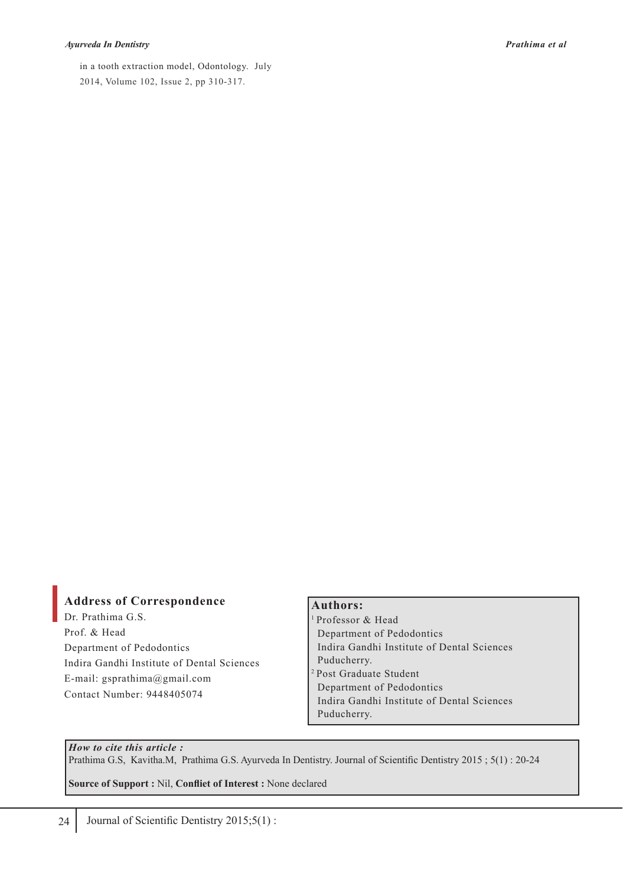in a tooth extraction model, Odontology. July 2014, Volume 102, Issue 2, pp 310-317.

## Address of Correspondence

Dr. Prathima G.S.
Prof. & Head
Department of Pedodontics
Indira Gandhi Institute of Dental Sciences
E-mail: gsprathima@gmail.com
Contact Number: 9448405074

## Authors:

[1] Professor & Head
Department of Pedodontics
Indira Gandhi Institute of Dental Sciences
Puducherry.

[2] Post Graduate Student
Department of Pedodontics
Indira Gandhi Institute of Dental Sciences
Puducherry.

***How to cite this article :***
Prathima G.S, Kavitha.M, Prathima G.S. Ayurveda In Dentistry. Journal of Scientific Dentistry 2015 ; 5(1) : 20-24

**Source of Support :** Nil, **Confliet of Interest :** None declared